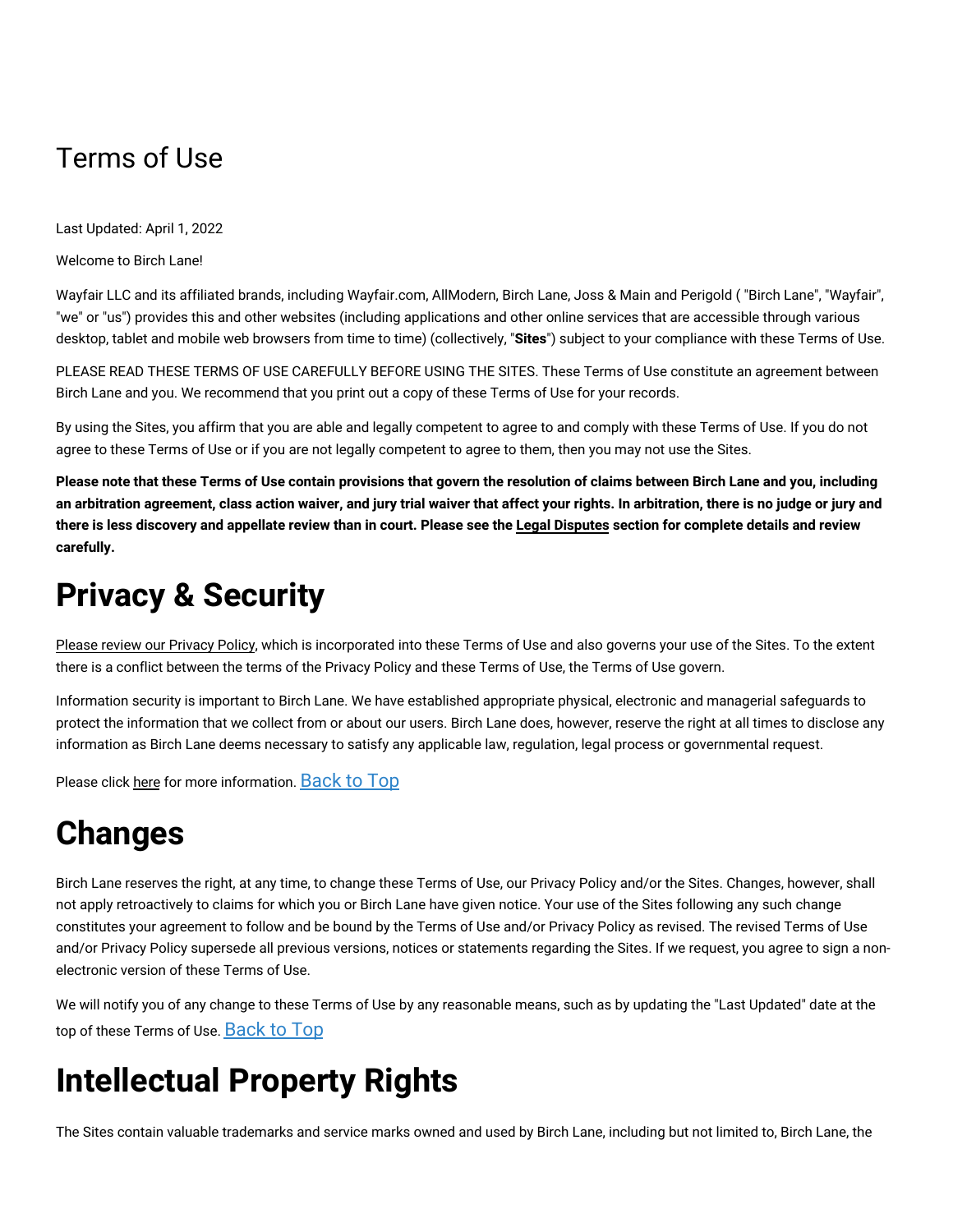# Terms of Use

Last Updated: April 1, 2022

Welcome to Birch Lane!

Wayfair LLC and its affiliated brands, including Wayfair.com, AllModern, Birch Lane, Joss & Main and Perigold ( "Birch Lane", "Wayfair", "we" or "us") provides this and other websites (including applications and other online services that are accessible through various desktop, tablet and mobile web browsers from time to time) (collectively, "**Sites**") subject to your compliance with these Terms of Use.

PLEASE READ THESE TERMS OF USE CAREFULLY BEFORE USING THE SITES. These Terms of Use constitute an agreement between Birch Lane and you. We recommend that you print out a copy of these Terms of Use for your records.

By using the Sites, you affirm that you are able and legally competent to agree to and comply with these Terms of Use. If you do not agree to these Terms of Use or if you are not legally competent to agree to them, then you may not use the Sites.

**Please note that these Terms of Use contain provisions that govern the resolution of claims between Birch Lane and you, including an arbitration agreement, class action waiver, and jury trial waiver that affect your rights. In arbitration, there is no judge or jury and there is less discovery and appellate review than in court. Please see the Legal Disputes section for complete details and review carefully.**

# Privacy & Security

Please review our Privacy Policy, which is incorporated into these Terms of Use and also governs your use of the Sites. To the extent there is a conflict between the terms of the Privacy Policy and these Terms of Use, the Terms of Use govern.

Information security is important to Birch Lane. We have established appropriate physical, electronic and managerial safeguards to protect the information that we collect from or about our users. Birch Lane does, however, reserve the right at all times to disclose any information as Birch Lane deems necessary to satisfy any applicable law, regulation, legal process or governmental request.

Please click here for more information. Back to Top

# Changes

Birch Lane reserves the right, at any time, to change these Terms of Use, our Privacy Policy and/or the Sites. Changes, however, shall not apply retroactively to claims for which you or Birch Lane have given notice. Your use of the Sites following any such change constitutes your agreement to follow and be bound by the Terms of Use and/or Privacy Policy as revised. The revised Terms of Use and/or Privacy Policy supersede all previous versions, notices or statements regarding the Sites. If we request, you agree to sign a non-electronic version of these Terms of Use.

We will notify you of any change to these Terms of Use by any reasonable means, such as by updating the "Last Updated" date at the top of these Terms of Use. Back to Top

# Intellectual Property Rights

The Sites contain valuable trademarks and service marks owned and used by Birch Lane, including but not limited to, Birch Lane, the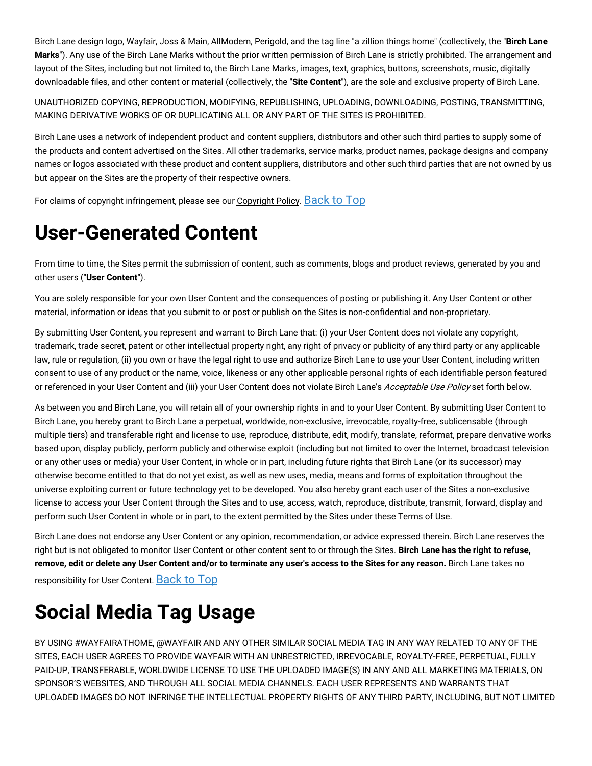Birch Lane design logo, Wayfair, Joss & Main, AllModern, Perigold, and the tag line "a zillion things home" (collectively, the "**Birch Lane Marks**"). Any use of the Birch Lane Marks without the prior written permission of Birch Lane is strictly prohibited. The arrangement and layout of the Sites, including but not limited to, the Birch Lane Marks, images, text, graphics, buttons, screenshots, music, digitally downloadable files, and other content or material (collectively, the "**Site Content**"), are the sole and exclusive property of Birch Lane.

UNAUTHORIZED COPYING, REPRODUCTION, MODIFYING, REPUBLISHING, UPLOADING, DOWNLOADING, POSTING, TRANSMITTING, MAKING DERIVATIVE WORKS OF OR DUPLICATING ALL OR ANY PART OF THE SITES IS PROHIBITED.

Birch Lane uses a network of independent product and content suppliers, distributors and other such third parties to supply some of the products and content advertised on the Sites. All other trademarks, service marks, product names, package designs and company names or logos associated with these product and content suppliers, distributors and other such third parties that are not owned by us but appear on the Sites are the property of their respective owners.

For claims of copyright infringement, please see our Copyright Policy. Back to Top

# User-Generated Content

From time to time, the Sites permit the submission of content, such as comments, blogs and product reviews, generated by you and other users ("**User Content**").

You are solely responsible for your own User Content and the consequences of posting or publishing it. Any User Content or other material, information or ideas that you submit to or post or publish on the Sites is non-confidential and non-proprietary.

By submitting User Content, you represent and warrant to Birch Lane that: (i) your User Content does not violate any copyright, trademark, trade secret, patent or other intellectual property right, any right of privacy or publicity of any third party or any applicable law, rule or regulation, (ii) you own or have the legal right to use and authorize Birch Lane to use your User Content, including written consent to use of any product or the name, voice, likeness or any other applicable personal rights of each identifiable person featured or referenced in your User Content and (iii) your User Content does not violate Birch Lane's *Acceptable Use Policy* set forth below.

As between you and Birch Lane, you will retain all of your ownership rights in and to your User Content. By submitting User Content to Birch Lane, you hereby grant to Birch Lane a perpetual, worldwide, non-exclusive, irrevocable, royalty-free, sublicensable (through multiple tiers) and transferable right and license to use, reproduce, distribute, edit, modify, translate, reformat, prepare derivative works based upon, display publicly, perform publicly and otherwise exploit (including but not limited to over the Internet, broadcast television or any other uses or media) your User Content, in whole or in part, including future rights that Birch Lane (or its successor) may otherwise become entitled to that do not yet exist, as well as new uses, media, means and forms of exploitation throughout the universe exploiting current or future technology yet to be developed. You also hereby grant each user of the Sites a non-exclusive license to access your User Content through the Sites and to use, access, watch, reproduce, distribute, transmit, forward, display and perform such User Content in whole or in part, to the extent permitted by the Sites under these Terms of Use.

Birch Lane does not endorse any User Content or any opinion, recommendation, or advice expressed therein. Birch Lane reserves the right but is not obligated to monitor User Content or other content sent to or through the Sites. **Birch Lane has the right to refuse, remove, edit or delete any User Content and/or to terminate any user's access to the Sites for any reason.** Birch Lane takes no responsibility for User Content. Back to Top

# Social Media Tag Usage

BY USING #WAYFAIRATHOME, @WAYFAIR AND ANY OTHER SIMILAR SOCIAL MEDIA TAG IN ANY WAY RELATED TO ANY OF THE SITES, EACH USER AGREES TO PROVIDE WAYFAIR WITH AN UNRESTRICTED, IRREVOCABLE, ROYALTY-FREE, PERPETUAL, FULLY PAID-UP, TRANSFERABLE, WORLDWIDE LICENSE TO USE THE UPLOADED IMAGE(S) IN ANY AND ALL MARKETING MATERIALS, ON SPONSOR'S WEBSITES, AND THROUGH ALL SOCIAL MEDIA CHANNELS. EACH USER REPRESENTS AND WARRANTS THAT UPLOADED IMAGES DO NOT INFRINGE THE INTELLECTUAL PROPERTY RIGHTS OF ANY THIRD PARTY, INCLUDING, BUT NOT LIMITED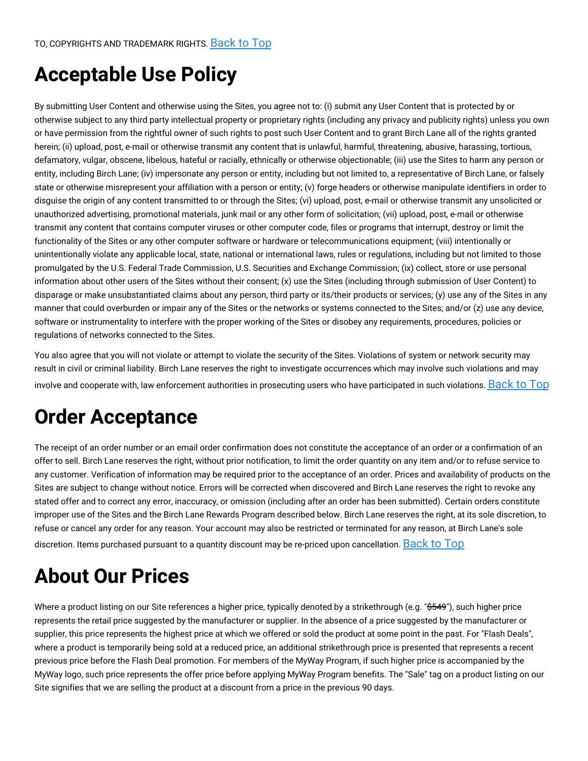TO, COPYRIGHTS AND TRADEMARK RIGHTS. Back to Top

# Acceptable Use Policy

By submitting User Content and otherwise using the Sites, you agree not to: (i) submit any User Content that is protected by or otherwise subject to any third party intellectual property or proprietary rights (including any privacy and publicity rights) unless you own or have permission from the rightful owner of such rights to post such User Content and to grant Birch Lane all of the rights granted herein; (ii) upload, post, e-mail or otherwise transmit any content that is unlawful, harmful, threatening, abusive, harassing, tortious, defamatory, vulgar, obscene, libelous, hateful or racially, ethnically or otherwise objectionable; (iii) use the Sites to harm any person or entity, including Birch Lane; (iv) impersonate any person or entity, including but not limited to, a representative of Birch Lane, or falsely state or otherwise misrepresent your affiliation with a person or entity; (v) forge headers or otherwise manipulate identifiers in order to disguise the origin of any content transmitted to or through the Sites; (vi) upload, post, e-mail or otherwise transmit any unsolicited or unauthorized advertising, promotional materials, junk mail or any other form of solicitation; (vii) upload, post, e-mail or otherwise transmit any content that contains computer viruses or other computer code, files or programs that interrupt, destroy or limit the functionality of the Sites or any other computer software or hardware or telecommunications equipment; (viii) intentionally or unintentionally violate any applicable local, state, national or international laws, rules or regulations, including but not limited to those promulgated by the U.S. Federal Trade Commission, U.S. Securities and Exchange Commission; (ix) collect, store or use personal information about other users of the Sites without their consent; (x) use the Sites (including through submission of User Content) to disparage or make unsubstantiated claims about any person, third party or its/their products or services; (y) use any of the Sites in any manner that could overburden or impair any of the Sites or the networks or systems connected to the Sites; and/or (z) use any device, software or instrumentality to interfere with the proper working of the Sites or disobey any requirements, procedures, policies or regulations of networks connected to the Sites.

You also agree that you will not violate or attempt to violate the security of the Sites. Violations of system or network security may result in civil or criminal liability. Birch Lane reserves the right to investigate occurrences which may involve such violations and may involve and cooperate with, law enforcement authorities in prosecuting users who have participated in such violations. Back to Top

# Order Acceptance

The receipt of an order number or an email order confirmation does not constitute the acceptance of an order or a confirmation of an offer to sell. Birch Lane reserves the right, without prior notification, to limit the order quantity on any item and/or to refuse service to any customer. Verification of information may be required prior to the acceptance of an order. Prices and availability of products on the Sites are subject to change without notice. Errors will be corrected when discovered and Birch Lane reserves the right to revoke any stated offer and to correct any error, inaccuracy, or omission (including after an order has been submitted). Certain orders constitute improper use of the Sites and the Birch Lane Rewards Program described below. Birch Lane reserves the right, at its sole discretion, to refuse or cancel any order for any reason. Your account may also be restricted or terminated for any reason, at Birch Lane's sole discretion. Items purchased pursuant to a quantity discount may be re-priced upon cancellation. Back to Top

# About Our Prices

Where a product listing on our Site references a higher price, typically denoted by a strikethrough (e.g. "~~$549~~"), such higher price represents the retail price suggested by the manufacturer or supplier. In the absence of a price suggested by the manufacturer or supplier, this price represents the highest price at which we offered or sold the product at some point in the past. For "Flash Deals", where a product is temporarily being sold at a reduced price, an additional strikethrough price is presented that represents a recent previous price before the Flash Deal promotion. For members of the MyWay Program, if such higher price is accompanied by the MyWay logo, such price represents the offer price before applying MyWay Program benefits. The "Sale" tag on a product listing on our Site signifies that we are selling the product at a discount from a price in the previous 90 days.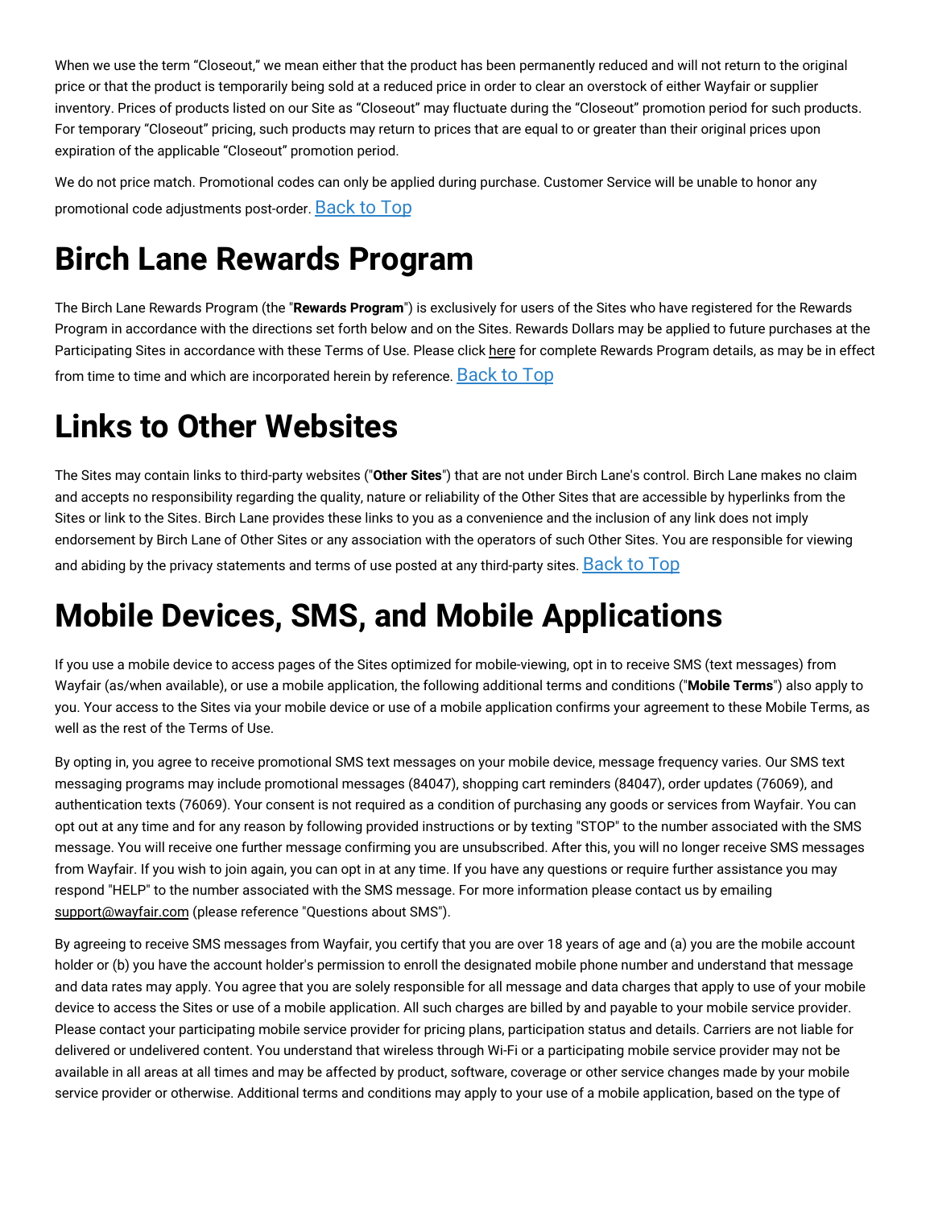When we use the term “Closeout,” we mean either that the product has been permanently reduced and will not return to the original price or that the product is temporarily being sold at a reduced price in order to clear an overstock of either Wayfair or supplier inventory. Prices of products listed on our Site as “Closeout” may fluctuate during the “Closeout” promotion period for such products. For temporary “Closeout” pricing, such products may return to prices that are equal to or greater than their original prices upon expiration of the applicable “Closeout” promotion period.

We do not price match. Promotional codes can only be applied during purchase. Customer Service will be unable to honor any promotional code adjustments post-order. Back to Top

# Birch Lane Rewards Program

The Birch Lane Rewards Program (the "**Rewards Program**") is exclusively for users of the Sites who have registered for the Rewards Program in accordance with the directions set forth below and on the Sites. Rewards Dollars may be applied to future purchases at the Participating Sites in accordance with these Terms of Use. Please click here for complete Rewards Program details, as may be in effect from time to time and which are incorporated herein by reference. Back to Top

# Links to Other Websites

The Sites may contain links to third-party websites ("**Other Sites**") that are not under Birch Lane's control. Birch Lane makes no claim and accepts no responsibility regarding the quality, nature or reliability of the Other Sites that are accessible by hyperlinks from the Sites or link to the Sites. Birch Lane provides these links to you as a convenience and the inclusion of any link does not imply endorsement by Birch Lane of Other Sites or any association with the operators of such Other Sites. You are responsible for viewing and abiding by the privacy statements and terms of use posted at any third-party sites. Back to Top

# Mobile Devices, SMS, and Mobile Applications

If you use a mobile device to access pages of the Sites optimized for mobile-viewing, opt in to receive SMS (text messages) from Wayfair (as/when available), or use a mobile application, the following additional terms and conditions ("**Mobile Terms**") also apply to you. Your access to the Sites via your mobile device or use of a mobile application confirms your agreement to these Mobile Terms, as well as the rest of the Terms of Use.

By opting in, you agree to receive promotional SMS text messages on your mobile device, message frequency varies. Our SMS text messaging programs may include promotional messages (84047), shopping cart reminders (84047), order updates (76069), and authentication texts (76069). Your consent is not required as a condition of purchasing any goods or services from Wayfair. You can opt out at any time and for any reason by following provided instructions or by texting "STOP" to the number associated with the SMS message. You will receive one further message confirming you are unsubscribed. After this, you will no longer receive SMS messages from Wayfair. If you wish to join again, you can opt in at any time. If you have any questions or require further assistance you may respond "HELP" to the number associated with the SMS message. For more information please contact us by emailing support@wayfair.com (please reference "Questions about SMS").

By agreeing to receive SMS messages from Wayfair, you certify that you are over 18 years of age and (a) you are the mobile account holder or (b) you have the account holder's permission to enroll the designated mobile phone number and understand that message and data rates may apply. You agree that you are solely responsible for all message and data charges that apply to use of your mobile device to access the Sites or use of a mobile application. All such charges are billed by and payable to your mobile service provider. Please contact your participating mobile service provider for pricing plans, participation status and details. Carriers are not liable for delivered or undelivered content. You understand that wireless through Wi-Fi or a participating mobile service provider may not be available in all areas at all times and may be affected by product, software, coverage or other service changes made by your mobile service provider or otherwise. Additional terms and conditions may apply to your use of a mobile application, based on the type of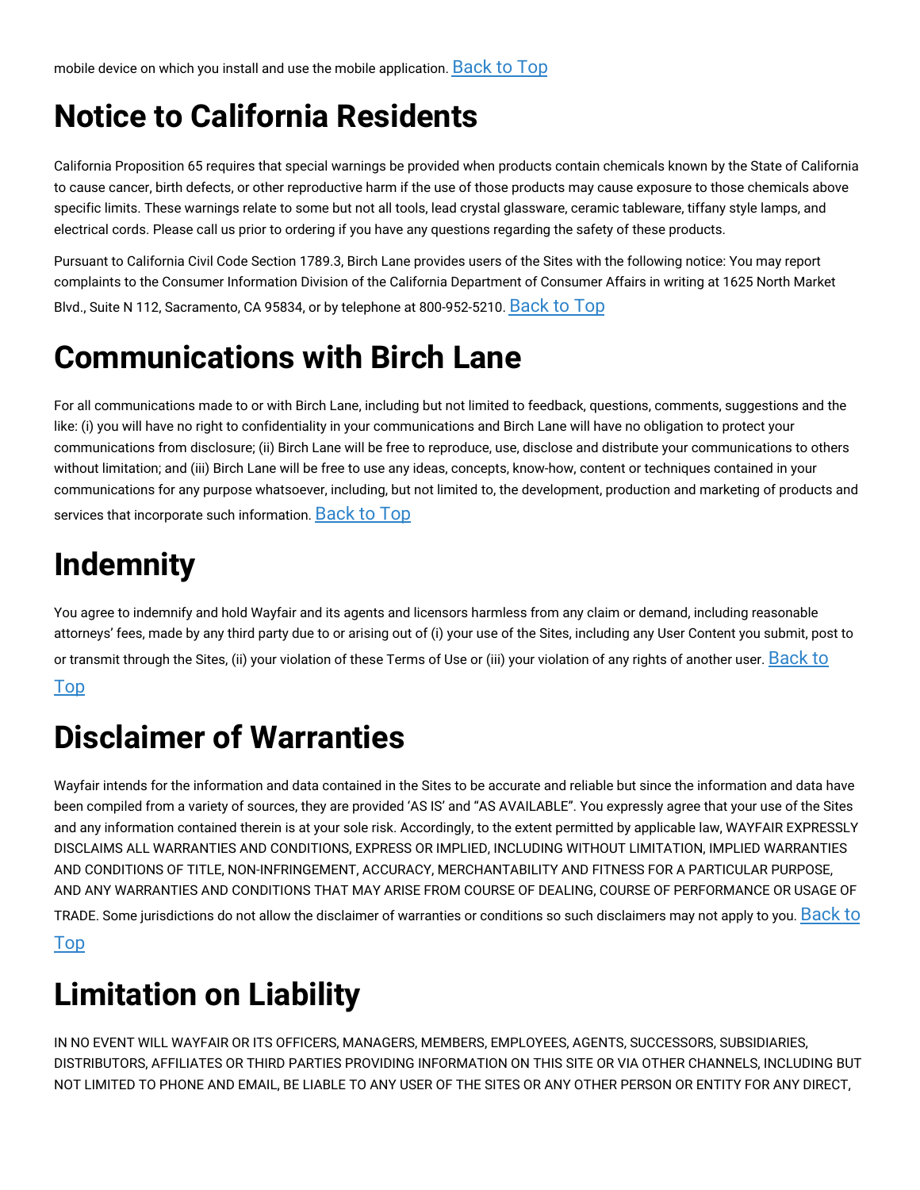mobile device on which you install and use the mobile application. Back to Top

# Notice to California Residents

California Proposition 65 requires that special warnings be provided when products contain chemicals known by the State of California to cause cancer, birth defects, or other reproductive harm if the use of those products may cause exposure to those chemicals above specific limits. These warnings relate to some but not all tools, lead crystal glassware, ceramic tableware, tiffany style lamps, and electrical cords. Please call us prior to ordering if you have any questions regarding the safety of these products.

Pursuant to California Civil Code Section 1789.3, Birch Lane provides users of the Sites with the following notice: You may report complaints to the Consumer Information Division of the California Department of Consumer Affairs in writing at 1625 North Market Blvd., Suite N 112, Sacramento, CA 95834, or by telephone at 800-952-5210. Back to Top

# Communications with Birch Lane

For all communications made to or with Birch Lane, including but not limited to feedback, questions, comments, suggestions and the like: (i) you will have no right to confidentiality in your communications and Birch Lane will have no obligation to protect your communications from disclosure; (ii) Birch Lane will be free to reproduce, use, disclose and distribute your communications to others without limitation; and (iii) Birch Lane will be free to use any ideas, concepts, know-how, content or techniques contained in your communications for any purpose whatsoever, including, but not limited to, the development, production and marketing of products and services that incorporate such information. Back to Top

# Indemnity

You agree to indemnify and hold Wayfair and its agents and licensors harmless from any claim or demand, including reasonable attorneys' fees, made by any third party due to or arising out of (i) your use of the Sites, including any User Content you submit, post to or transmit through the Sites, (ii) your violation of these Terms of Use or (iii) your violation of any rights of another user. Back to Top

# Disclaimer of Warranties

Wayfair intends for the information and data contained in the Sites to be accurate and reliable but since the information and data have been compiled from a variety of sources, they are provided 'AS IS' and "AS AVAILABLE". You expressly agree that your use of the Sites and any information contained therein is at your sole risk. Accordingly, to the extent permitted by applicable law, WAYFAIR EXPRESSLY DISCLAIMS ALL WARRANTIES AND CONDITIONS, EXPRESS OR IMPLIED, INCLUDING WITHOUT LIMITATION, IMPLIED WARRANTIES AND CONDITIONS OF TITLE, NON-INFRINGEMENT, ACCURACY, MERCHANTABILITY AND FITNESS FOR A PARTICULAR PURPOSE, AND ANY WARRANTIES AND CONDITIONS THAT MAY ARISE FROM COURSE OF DEALING, COURSE OF PERFORMANCE OR USAGE OF TRADE. Some jurisdictions do not allow the disclaimer of warranties or conditions so such disclaimers may not apply to you. Back to Top

# Limitation on Liability

IN NO EVENT WILL WAYFAIR OR ITS OFFICERS, MANAGERS, MEMBERS, EMPLOYEES, AGENTS, SUCCESSORS, SUBSIDIARIES, DISTRIBUTORS, AFFILIATES OR THIRD PARTIES PROVIDING INFORMATION ON THIS SITE OR VIA OTHER CHANNELS, INCLUDING BUT NOT LIMITED TO PHONE AND EMAIL, BE LIABLE TO ANY USER OF THE SITES OR ANY OTHER PERSON OR ENTITY FOR ANY DIRECT,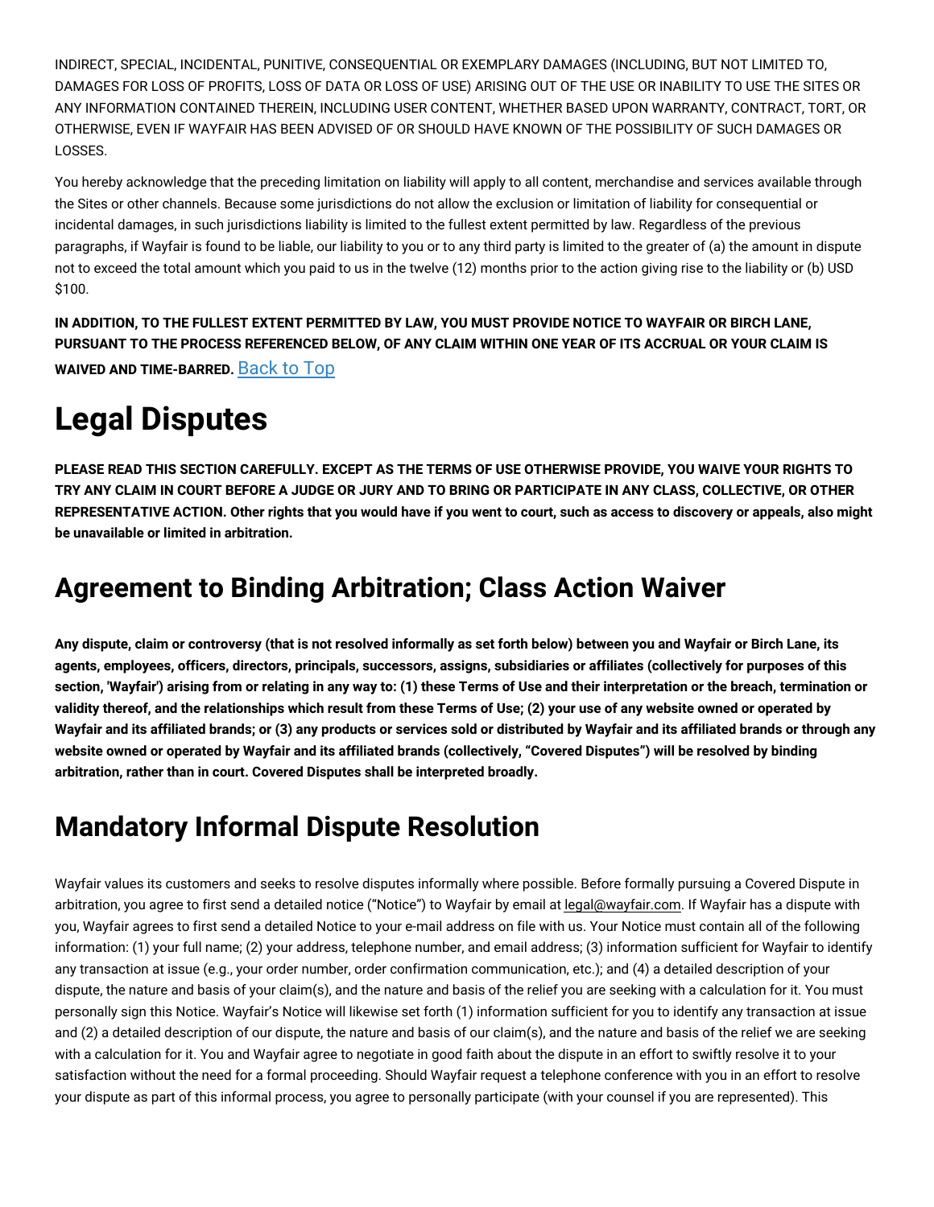INDIRECT, SPECIAL, INCIDENTAL, PUNITIVE, CONSEQUENTIAL OR EXEMPLARY DAMAGES (INCLUDING, BUT NOT LIMITED TO, DAMAGES FOR LOSS OF PROFITS, LOSS OF DATA OR LOSS OF USE) ARISING OUT OF THE USE OR INABILITY TO USE THE SITES OR ANY INFORMATION CONTAINED THEREIN, INCLUDING USER CONTENT, WHETHER BASED UPON WARRANTY, CONTRACT, TORT, OR OTHERWISE, EVEN IF WAYFAIR HAS BEEN ADVISED OF OR SHOULD HAVE KNOWN OF THE POSSIBILITY OF SUCH DAMAGES OR LOSSES.

You hereby acknowledge that the preceding limitation on liability will apply to all content, merchandise and services available through the Sites or other channels. Because some jurisdictions do not allow the exclusion or limitation of liability for consequential or incidental damages, in such jurisdictions liability is limited to the fullest extent permitted by law. Regardless of the previous paragraphs, if Wayfair is found to be liable, our liability to you or to any third party is limited to the greater of (a) the amount in dispute not to exceed the total amount which you paid to us in the twelve (12) months prior to the action giving rise to the liability or (b) USD $100.

**IN ADDITION, TO THE FULLEST EXTENT PERMITTED BY LAW, YOU MUST PROVIDE NOTICE TO WAYFAIR OR BIRCH LANE, PURSUANT TO THE PROCESS REFERENCED BELOW, OF ANY CLAIM WITHIN ONE YEAR OF ITS ACCRUAL OR YOUR CLAIM IS WAIVED AND TIME-BARRED.** Back to Top

# Legal Disputes

**PLEASE READ THIS SECTION CAREFULLY. EXCEPT AS THE TERMS OF USE OTHERWISE PROVIDE, YOU WAIVE YOUR RIGHTS TO TRY ANY CLAIM IN COURT BEFORE A JUDGE OR JURY AND TO BRING OR PARTICIPATE IN ANY CLASS, COLLECTIVE, OR OTHER REPRESENTATIVE ACTION. Other rights that you would have if you went to court, such as access to discovery or appeals, also might be unavailable or limited in arbitration.**

## Agreement to Binding Arbitration; Class Action Waiver

**Any dispute, claim or controversy (that is not resolved informally as set forth below) between you and Wayfair or Birch Lane, its agents, employees, officers, directors, principals, successors, assigns, subsidiaries or affiliates (collectively for purposes of this section, 'Wayfair') arising from or relating in any way to: (1) these Terms of Use and their interpretation or the breach, termination or validity thereof, and the relationships which result from these Terms of Use; (2) your use of any website owned or operated by Wayfair and its affiliated brands; or (3) any products or services sold or distributed by Wayfair and its affiliated brands or through any website owned or operated by Wayfair and its affiliated brands (collectively, "Covered Disputes") will be resolved by binding arbitration, rather than in court. Covered Disputes shall be interpreted broadly.**

## Mandatory Informal Dispute Resolution

Wayfair values its customers and seeks to resolve disputes informally where possible. Before formally pursuing a Covered Dispute in arbitration, you agree to first send a detailed notice ("Notice") to Wayfair by email at legal@wayfair.com. If Wayfair has a dispute with you, Wayfair agrees to first send a detailed Notice to your e-mail address on file with us. Your Notice must contain all of the following information: (1) your full name; (2) your address, telephone number, and email address; (3) information sufficient for Wayfair to identify any transaction at issue (e.g., your order number, order confirmation communication, etc.); and (4) a detailed description of your dispute, the nature and basis of your claim(s), and the nature and basis of the relief you are seeking with a calculation for it. You must personally sign this Notice. Wayfair's Notice will likewise set forth (1) information sufficient for you to identify any transaction at issue and (2) a detailed description of our dispute, the nature and basis of our claim(s), and the nature and basis of the relief we are seeking with a calculation for it. You and Wayfair agree to negotiate in good faith about the dispute in an effort to swiftly resolve it to your satisfaction without the need for a formal proceeding. Should Wayfair request a telephone conference with you in an effort to resolve your dispute as part of this informal process, you agree to personally participate (with your counsel if you are represented). This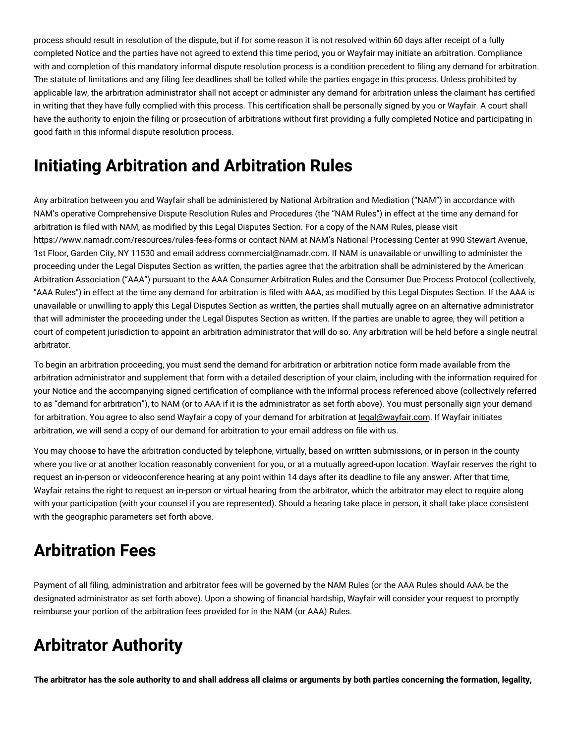process should result in resolution of the dispute, but if for some reason it is not resolved within 60 days after receipt of a fully completed Notice and the parties have not agreed to extend this time period, you or Wayfair may initiate an arbitration. Compliance with and completion of this mandatory informal dispute resolution process is a condition precedent to filing any demand for arbitration. The statute of limitations and any filing fee deadlines shall be tolled while the parties engage in this process. Unless prohibited by applicable law, the arbitration administrator shall not accept or administer any demand for arbitration unless the claimant has certified in writing that they have fully complied with this process. This certification shall be personally signed by you or Wayfair. A court shall have the authority to enjoin the filing or prosecution of arbitrations without first providing a fully completed Notice and participating in good faith in this informal dispute resolution process.

# Initiating Arbitration and Arbitration Rules

Any arbitration between you and Wayfair shall be administered by National Arbitration and Mediation ("NAM") in accordance with NAM's operative Comprehensive Dispute Resolution Rules and Procedures (the "NAM Rules") in effect at the time any demand for arbitration is filed with NAM, as modified by this Legal Disputes Section. For a copy of the NAM Rules, please visit https://www.namadr.com/resources/rules-fees-forms or contact NAM at NAM's National Processing Center at 990 Stewart Avenue, 1st Floor, Garden City, NY 11530 and email address commercial@namadr.com. If NAM is unavailable or unwilling to administer the proceeding under the Legal Disputes Section as written, the parties agree that the arbitration shall be administered by the American Arbitration Association ("AAA") pursuant to the AAA Consumer Arbitration Rules and the Consumer Due Process Protocol (collectively, "AAA Rules") in effect at the time any demand for arbitration is filed with AAA, as modified by this Legal Disputes Section. If the AAA is unavailable or unwilling to apply this Legal Disputes Section as written, the parties shall mutually agree on an alternative administrator that will administer the proceeding under the Legal Disputes Section as written. If the parties are unable to agree, they will petition a court of competent jurisdiction to appoint an arbitration administrator that will do so. Any arbitration will be held before a single neutral arbitrator.

To begin an arbitration proceeding, you must send the demand for arbitration or arbitration notice form made available from the arbitration administrator and supplement that form with a detailed description of your claim, including with the information required for your Notice and the accompanying signed certification of compliance with the informal process referenced above (collectively referred to as "demand for arbitration"), to NAM (or to AAA if it is the administrator as set forth above). You must personally sign your demand for arbitration. You agree to also send Wayfair a copy of your demand for arbitration at legal@wayfair.com. If Wayfair initiates arbitration, we will send a copy of our demand for arbitration to your email address on file with us.

You may choose to have the arbitration conducted by telephone, virtually, based on written submissions, or in person in the county where you live or at another location reasonably convenient for you, or at a mutually agreed-upon location. Wayfair reserves the right to request an in-person or videoconference hearing at any point within 14 days after its deadline to file any answer. After that time, Wayfair retains the right to request an in-person or virtual hearing from the arbitrator, which the arbitrator may elect to require along with your participation (with your counsel if you are represented). Should a hearing take place in person, it shall take place consistent with the geographic parameters set forth above.

# Arbitration Fees

Payment of all filing, administration and arbitrator fees will be governed by the NAM Rules (or the AAA Rules should AAA be the designated administrator as set forth above). Upon a showing of financial hardship, Wayfair will consider your request to promptly reimburse your portion of the arbitration fees provided for in the NAM (or AAA) Rules.

# Arbitrator Authority

**The arbitrator has the sole authority to and shall address all claims or arguments by both parties concerning the formation, legality,**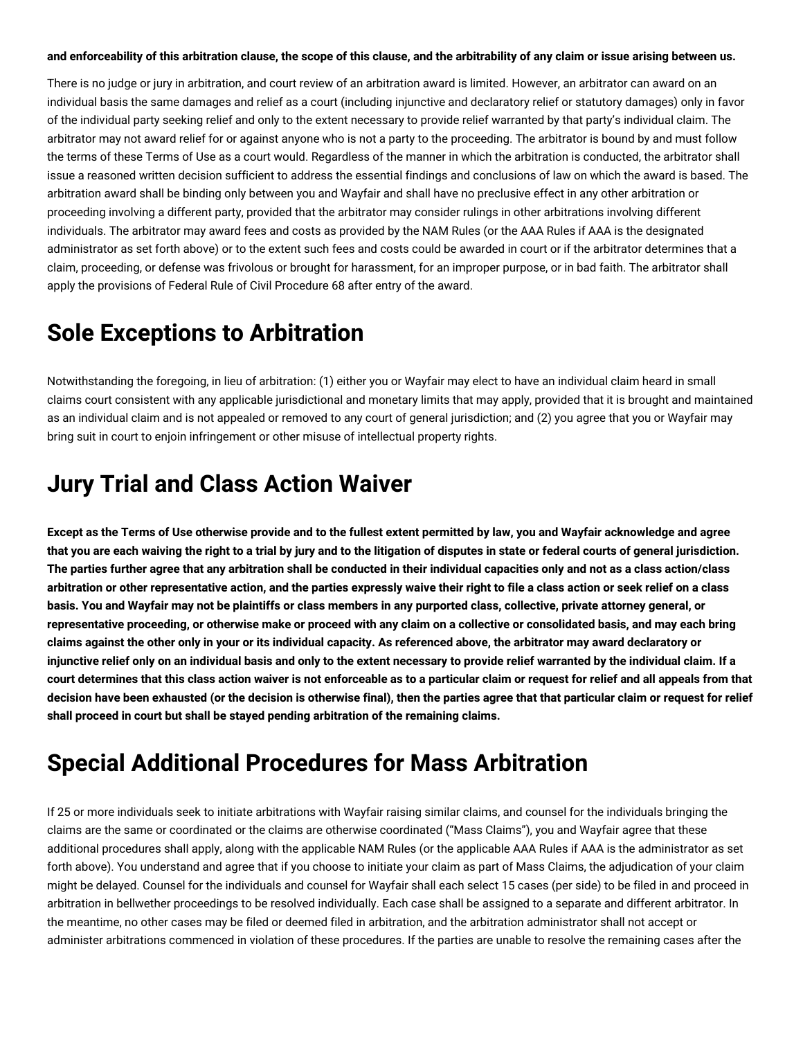**and enforceability of this arbitration clause, the scope of this clause, and the arbitrability of any claim or issue arising between us.**

There is no judge or jury in arbitration, and court review of an arbitration award is limited. However, an arbitrator can award on an individual basis the same damages and relief as a court (including injunctive and declaratory relief or statutory damages) only in favor of the individual party seeking relief and only to the extent necessary to provide relief warranted by that party's individual claim. The arbitrator may not award relief for or against anyone who is not a party to the proceeding. The arbitrator is bound by and must follow the terms of these Terms of Use as a court would. Regardless of the manner in which the arbitration is conducted, the arbitrator shall issue a reasoned written decision sufficient to address the essential findings and conclusions of law on which the award is based. The arbitration award shall be binding only between you and Wayfair and shall have no preclusive effect in any other arbitration or proceeding involving a different party, provided that the arbitrator may consider rulings in other arbitrations involving different individuals. The arbitrator may award fees and costs as provided by the NAM Rules (or the AAA Rules if AAA is the designated administrator as set forth above) or to the extent such fees and costs could be awarded in court or if the arbitrator determines that a claim, proceeding, or defense was frivolous or brought for harassment, for an improper purpose, or in bad faith. The arbitrator shall apply the provisions of Federal Rule of Civil Procedure 68 after entry of the award.

# Sole Exceptions to Arbitration

Notwithstanding the foregoing, in lieu of arbitration: (1) either you or Wayfair may elect to have an individual claim heard in small claims court consistent with any applicable jurisdictional and monetary limits that may apply, provided that it is brought and maintained as an individual claim and is not appealed or removed to any court of general jurisdiction; and (2) you agree that you or Wayfair may bring suit in court to enjoin infringement or other misuse of intellectual property rights.

# Jury Trial and Class Action Waiver

**Except as the Terms of Use otherwise provide and to the fullest extent permitted by law, you and Wayfair acknowledge and agree that you are each waiving the right to a trial by jury and to the litigation of disputes in state or federal courts of general jurisdiction. The parties further agree that any arbitration shall be conducted in their individual capacities only and not as a class action/class arbitration or other representative action, and the parties expressly waive their right to file a class action or seek relief on a class basis. You and Wayfair may not be plaintiffs or class members in any purported class, collective, private attorney general, or representative proceeding, or otherwise make or proceed with any claim on a collective or consolidated basis, and may each bring claims against the other only in your or its individual capacity. As referenced above, the arbitrator may award declaratory or injunctive relief only on an individual basis and only to the extent necessary to provide relief warranted by the individual claim. If a court determines that this class action waiver is not enforceable as to a particular claim or request for relief and all appeals from that decision have been exhausted (or the decision is otherwise final), then the parties agree that that particular claim or request for relief shall proceed in court but shall be stayed pending arbitration of the remaining claims.**

# Special Additional Procedures for Mass Arbitration

If 25 or more individuals seek to initiate arbitrations with Wayfair raising similar claims, and counsel for the individuals bringing the claims are the same or coordinated or the claims are otherwise coordinated ("Mass Claims"), you and Wayfair agree that these additional procedures shall apply, along with the applicable NAM Rules (or the applicable AAA Rules if AAA is the administrator as set forth above). You understand and agree that if you choose to initiate your claim as part of Mass Claims, the adjudication of your claim might be delayed. Counsel for the individuals and counsel for Wayfair shall each select 15 cases (per side) to be filed in and proceed in arbitration in bellwether proceedings to be resolved individually. Each case shall be assigned to a separate and different arbitrator. In the meantime, no other cases may be filed or deemed filed in arbitration, and the arbitration administrator shall not accept or administer arbitrations commenced in violation of these procedures. If the parties are unable to resolve the remaining cases after the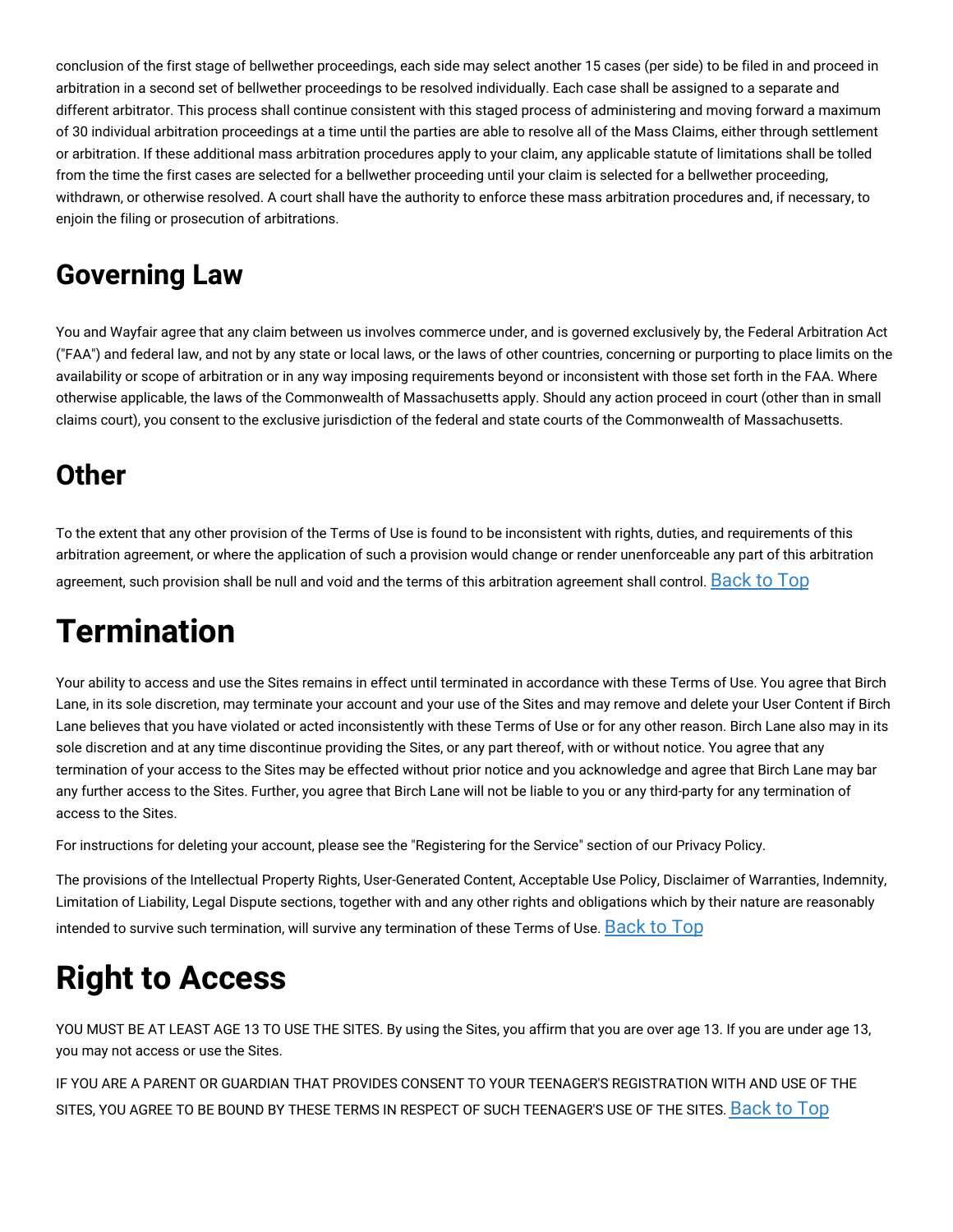conclusion of the first stage of bellwether proceedings, each side may select another 15 cases (per side) to be filed in and proceed in arbitration in a second set of bellwether proceedings to be resolved individually. Each case shall be assigned to a separate and different arbitrator. This process shall continue consistent with this staged process of administering and moving forward a maximum of 30 individual arbitration proceedings at a time until the parties are able to resolve all of the Mass Claims, either through settlement or arbitration. If these additional mass arbitration procedures apply to your claim, any applicable statute of limitations shall be tolled from the time the first cases are selected for a bellwether proceeding until your claim is selected for a bellwether proceeding, withdrawn, or otherwise resolved. A court shall have the authority to enforce these mass arbitration procedures and, if necessary, to enjoin the filing or prosecution of arbitrations.

## Governing Law

You and Wayfair agree that any claim between us involves commerce under, and is governed exclusively by, the Federal Arbitration Act ("FAA") and federal law, and not by any state or local laws, or the laws of other countries, concerning or purporting to place limits on the availability or scope of arbitration or in any way imposing requirements beyond or inconsistent with those set forth in the FAA. Where otherwise applicable, the laws of the Commonwealth of Massachusetts apply. Should any action proceed in court (other than in small claims court), you consent to the exclusive jurisdiction of the federal and state courts of the Commonwealth of Massachusetts.

## Other

To the extent that any other provision of the Terms of Use is found to be inconsistent with rights, duties, and requirements of this arbitration agreement, or where the application of such a provision would change or render unenforceable any part of this arbitration agreement, such provision shall be null and void and the terms of this arbitration agreement shall control. Back to Top

# Termination

Your ability to access and use the Sites remains in effect until terminated in accordance with these Terms of Use. You agree that Birch Lane, in its sole discretion, may terminate your account and your use of the Sites and may remove and delete your User Content if Birch Lane believes that you have violated or acted inconsistently with these Terms of Use or for any other reason. Birch Lane also may in its sole discretion and at any time discontinue providing the Sites, or any part thereof, with or without notice. You agree that any termination of your access to the Sites may be effected without prior notice and you acknowledge and agree that Birch Lane may bar any further access to the Sites. Further, you agree that Birch Lane will not be liable to you or any third-party for any termination of access to the Sites.

For instructions for deleting your account, please see the "Registering for the Service" section of our Privacy Policy.

The provisions of the Intellectual Property Rights, User-Generated Content, Acceptable Use Policy, Disclaimer of Warranties, Indemnity, Limitation of Liability, Legal Dispute sections, together with and any other rights and obligations which by their nature are reasonably intended to survive such termination, will survive any termination of these Terms of Use. Back to Top

# Right to Access

YOU MUST BE AT LEAST AGE 13 TO USE THE SITES. By using the Sites, you affirm that you are over age 13. If you are under age 13, you may not access or use the Sites.

IF YOU ARE A PARENT OR GUARDIAN THAT PROVIDES CONSENT TO YOUR TEENAGER'S REGISTRATION WITH AND USE OF THE SITES, YOU AGREE TO BE BOUND BY THESE TERMS IN RESPECT OF SUCH TEENAGER'S USE OF THE SITES. Back to Top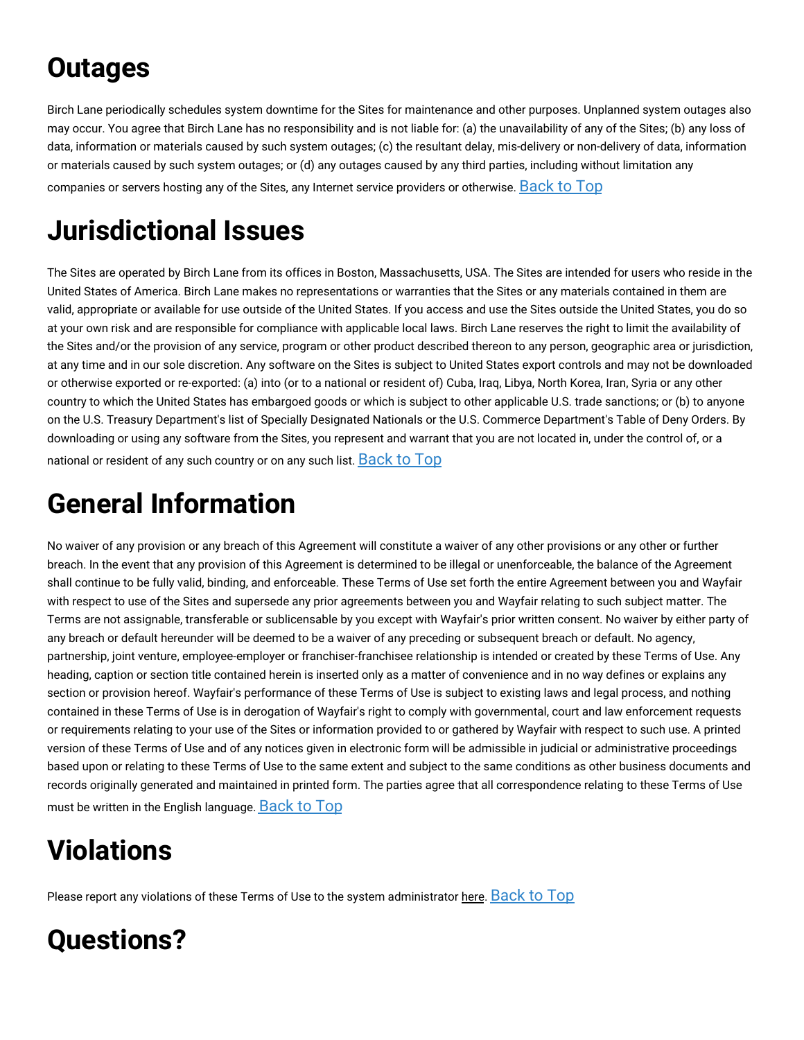# Outages

Birch Lane periodically schedules system downtime for the Sites for maintenance and other purposes. Unplanned system outages also may occur. You agree that Birch Lane has no responsibility and is not liable for: (a) the unavailability of any of the Sites; (b) any loss of data, information or materials caused by such system outages; (c) the resultant delay, mis-delivery or non-delivery of data, information or materials caused by such system outages; or (d) any outages caused by any third parties, including without limitation any companies or servers hosting any of the Sites, any Internet service providers or otherwise. Back to Top

# Jurisdictional Issues

The Sites are operated by Birch Lane from its offices in Boston, Massachusetts, USA. The Sites are intended for users who reside in the United States of America. Birch Lane makes no representations or warranties that the Sites or any materials contained in them are valid, appropriate or available for use outside of the United States. If you access and use the Sites outside the United States, you do so at your own risk and are responsible for compliance with applicable local laws. Birch Lane reserves the right to limit the availability of the Sites and/or the provision of any service, program or other product described thereon to any person, geographic area or jurisdiction, at any time and in our sole discretion. Any software on the Sites is subject to United States export controls and may not be downloaded or otherwise exported or re-exported: (a) into (or to a national or resident of) Cuba, Iraq, Libya, North Korea, Iran, Syria or any other country to which the United States has embargoed goods or which is subject to other applicable U.S. trade sanctions; or (b) to anyone on the U.S. Treasury Department's list of Specially Designated Nationals or the U.S. Commerce Department's Table of Deny Orders. By downloading or using any software from the Sites, you represent and warrant that you are not located in, under the control of, or a national or resident of any such country or on any such list. Back to Top

# General Information

No waiver of any provision or any breach of this Agreement will constitute a waiver of any other provisions or any other or further breach. In the event that any provision of this Agreement is determined to be illegal or unenforceable, the balance of the Agreement shall continue to be fully valid, binding, and enforceable. These Terms of Use set forth the entire Agreement between you and Wayfair with respect to use of the Sites and supersede any prior agreements between you and Wayfair relating to such subject matter. The Terms are not assignable, transferable or sublicensable by you except with Wayfair's prior written consent. No waiver by either party of any breach or default hereunder will be deemed to be a waiver of any preceding or subsequent breach or default. No agency, partnership, joint venture, employee-employer or franchiser-franchisee relationship is intended or created by these Terms of Use. Any heading, caption or section title contained herein is inserted only as a matter of convenience and in no way defines or explains any section or provision hereof. Wayfair's performance of these Terms of Use is subject to existing laws and legal process, and nothing contained in these Terms of Use is in derogation of Wayfair's right to comply with governmental, court and law enforcement requests or requirements relating to your use of the Sites or information provided to or gathered by Wayfair with respect to such use. A printed version of these Terms of Use and of any notices given in electronic form will be admissible in judicial or administrative proceedings based upon or relating to these Terms of Use to the same extent and subject to the same conditions as other business documents and records originally generated and maintained in printed form. The parties agree that all correspondence relating to these Terms of Use must be written in the English language. Back to Top

# Violations

Please report any violations of these Terms of Use to the system administrator here. Back to Top

# Questions?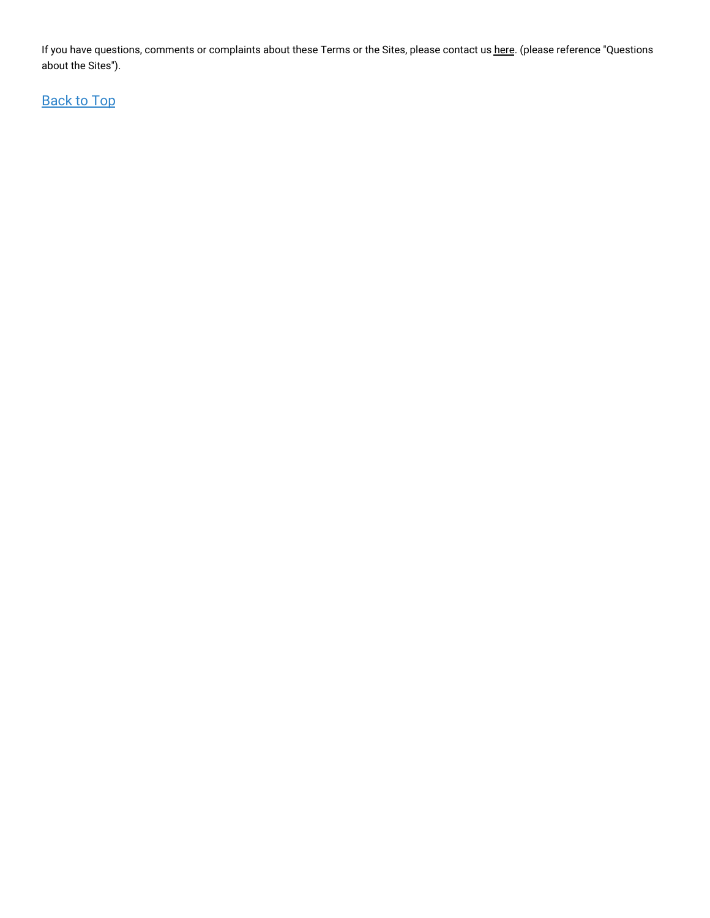If you have questions, comments or complaints about these Terms or the Sites, please contact us here. (please reference "Questions about the Sites").

Back to Top